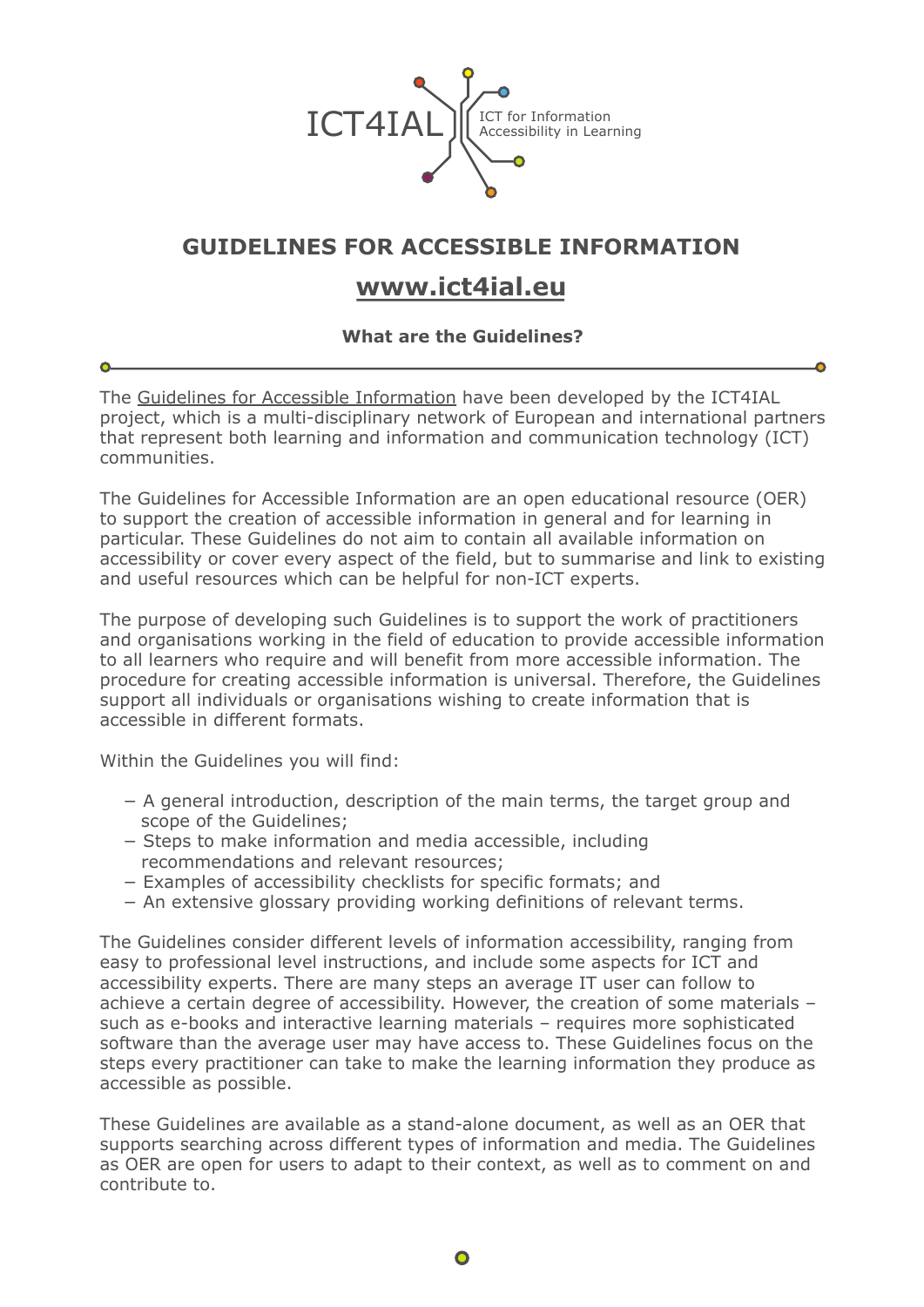ICT4IAL — ICT for Information Accessibility in Learning

# GUIDELINES FOR ACCESSIBLE INFORMATION

## www.ict4ial.eu

### What are the Guidelines?

The Guidelines for Accessible Information have been developed by the ICT4IAL project, which is a multi-disciplinary network of European and international partners that represent both learning and information and communication technology (ICT) communities.

The Guidelines for Accessible Information are an open educational resource (OER) to support the creation of accessible information in general and for learning in particular. These Guidelines do not aim to contain all available information on accessibility or cover every aspect of the field, but to summarise and link to existing and useful resources which can be helpful for non-ICT experts.

The purpose of developing such Guidelines is to support the work of practitioners and organisations working in the field of education to provide accessible information to all learners who require and will benefit from more accessible information. The procedure for creating accessible information is universal. Therefore, the Guidelines support all individuals or organisations wishing to create information that is accessible in different formats.

Within the Guidelines you will find:

- A general introduction, description of the main terms, the target group and scope of the Guidelines;
- Steps to make information and media accessible, including recommendations and relevant resources;
- Examples of accessibility checklists for specific formats; and
- An extensive glossary providing working definitions of relevant terms.

The Guidelines consider different levels of information accessibility, ranging from easy to professional level instructions, and include some aspects for ICT and accessibility experts. There are many steps an average IT user can follow to achieve a certain degree of accessibility. However, the creation of some materials – such as e-books and interactive learning materials – requires more sophisticated software than the average user may have access to. These Guidelines focus on the steps every practitioner can take to make the learning information they produce as accessible as possible.

These Guidelines are available as a stand-alone document, as well as an OER that supports searching across different types of information and media. The Guidelines as OER are open for users to adapt to their context, as well as to comment on and contribute to.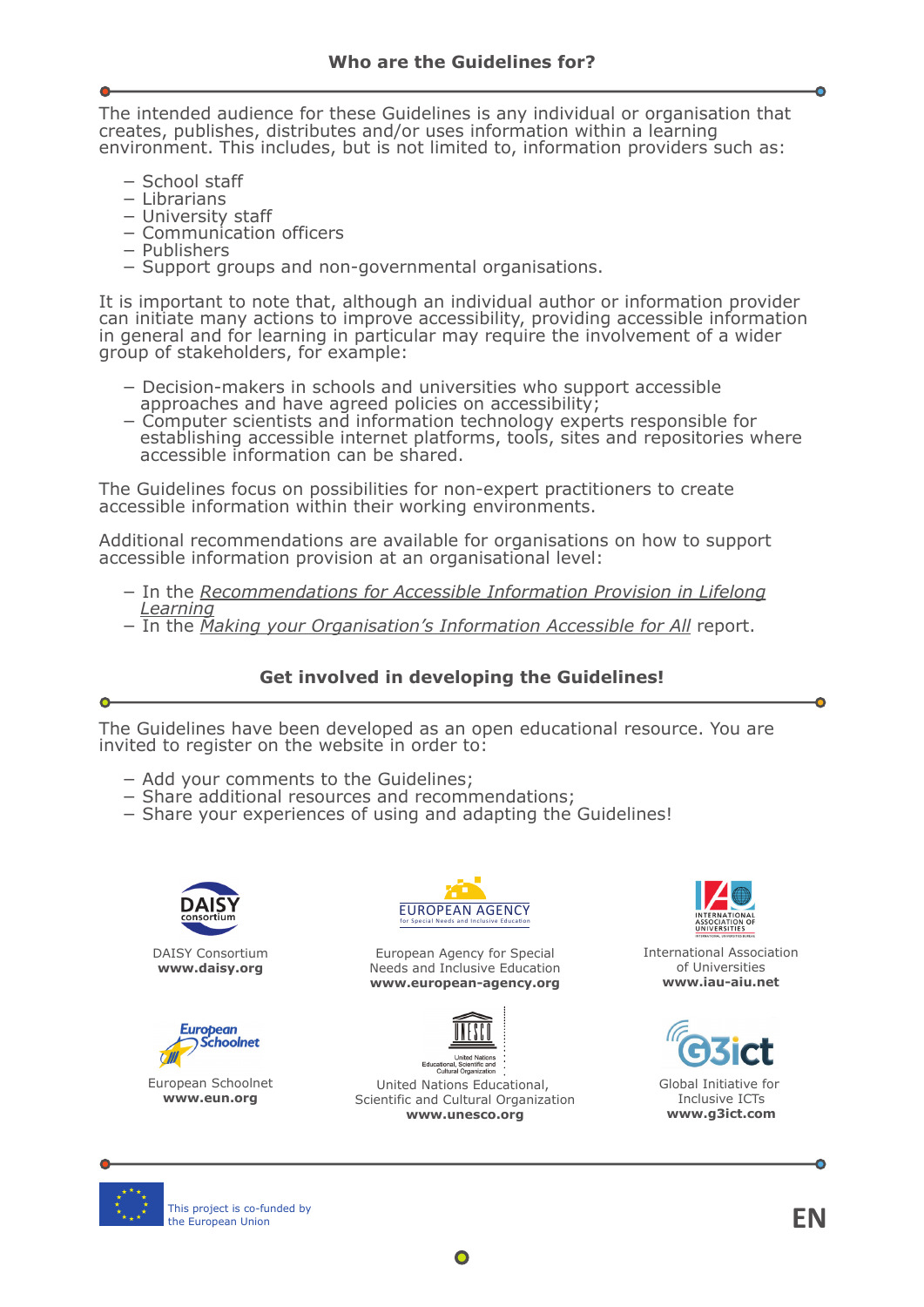## Who are the Guidelines for?

The intended audience for these Guidelines is any individual or organisation that creates, publishes, distributes and/or uses information within a learning environment. This includes, but is not limited to, information providers such as:

- School staff
- Librarians
- University staff
- Communication officers
- Publishers
- Support groups and non-governmental organisations.

It is important to note that, although an individual author or information provider can initiate many actions to improve accessibility, providing accessible information in general and for learning in particular may require the involvement of a wider group of stakeholders, for example:

- Decision-makers in schools and universities who support accessible approaches and have agreed policies on accessibility;
- Computer scientists and information technology experts responsible for establishing accessible internet platforms, tools, sites and repositories where accessible information can be shared.

The Guidelines focus on possibilities for non-expert practitioners to create accessible information within their working environments.

Additional recommendations are available for organisations on how to support accessible information provision at an organisational level:

- In the *Recommendations for Accessible Information Provision in Lifelong Learning*
- In the *Making your Organisation's Information Accessible for All* report.

## Get involved in developing the Guidelines!

The Guidelines have been developed as an open educational resource. You are invited to register on the website in order to:

- Add your comments to the Guidelines;
- Share additional resources and recommendations;
- Share your experiences of using and adapting the Guidelines!

DAISY Consortium
**www.daisy.org**

European Agency for Special Needs and Inclusive Education
**www.european-agency.org**

International Association of Universities
**www.iau-aiu.net**

European Schoolnet
**www.eun.org**

United Nations Educational, Scientific and Cultural Organization
**www.unesco.org**

Global Initiative for Inclusive ICTs
**www.g3ict.com**

This project is co-funded by the European Union

EN